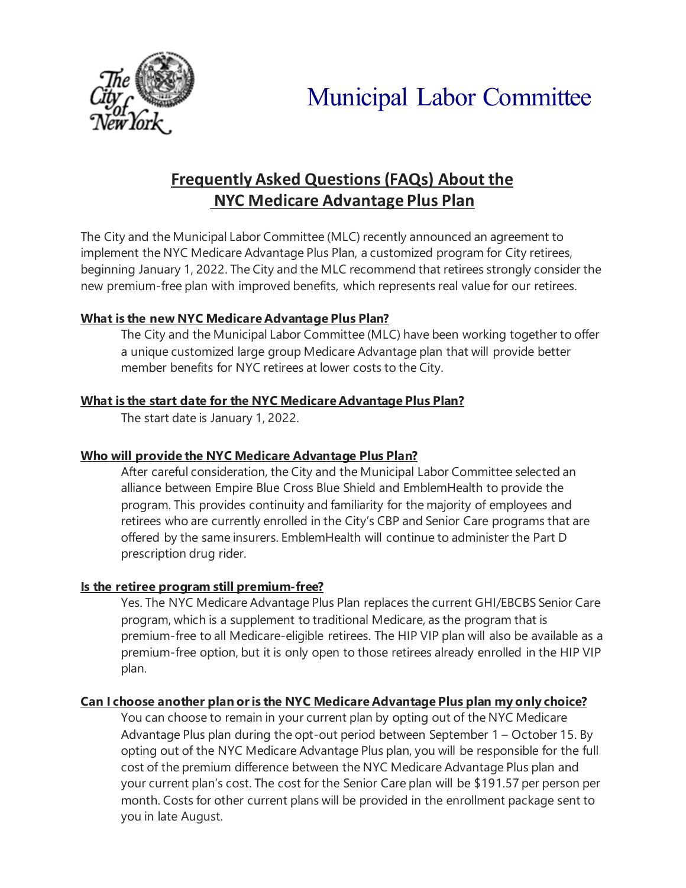# Municipal Labor Committee

## Frequently Asked Questions (FAQs) About the NYC Medicare Advantage Plus Plan

The City and the Municipal Labor Committee (MLC) recently announced an agreement to implement the NYC Medicare Advantage Plus Plan, a customized program for City retirees, beginning January 1, 2022. The City and the MLC recommend that retirees strongly consider the new premium-free plan with improved benefits, which represents real value for our retirees.

### What is the new NYC Medicare Advantage Plus Plan?

The City and the Municipal Labor Committee (MLC) have been working together to offer a unique customized large group Medicare Advantage plan that will provide better member benefits for NYC retirees at lower costs to the City.

### What is the start date for the NYC Medicare Advantage Plus Plan?

The start date is January 1, 2022.

### Who will provide the NYC Medicare Advantage Plus Plan?

After careful consideration, the City and the Municipal Labor Committee selected an alliance between Empire Blue Cross Blue Shield and EmblemHealth to provide the program. This provides continuity and familiarity for the majority of employees and retirees who are currently enrolled in the City's CBP and Senior Care programs that are offered by the same insurers. EmblemHealth will continue to administer the Part D prescription drug rider.

### Is the retiree program still premium-free?

Yes. The NYC Medicare Advantage Plus Plan replaces the current GHI/EBCBS Senior Care program, which is a supplement to traditional Medicare, as the program that is premium-free to all Medicare-eligible retirees. The HIP VIP plan will also be available as a premium-free option, but it is only open to those retirees already enrolled in the HIP VIP plan.

### Can I choose another plan or is the NYC Medicare Advantage Plus plan my only choice?

You can choose to remain in your current plan by opting out of the NYC Medicare Advantage Plus plan during the opt-out period between September 1 – October 15. By opting out of the NYC Medicare Advantage Plus plan, you will be responsible for the full cost of the premium difference between the NYC Medicare Advantage Plus plan and your current plan's cost. The cost for the Senior Care plan will be $191.57 per person per month. Costs for other current plans will be provided in the enrollment package sent to you in late August.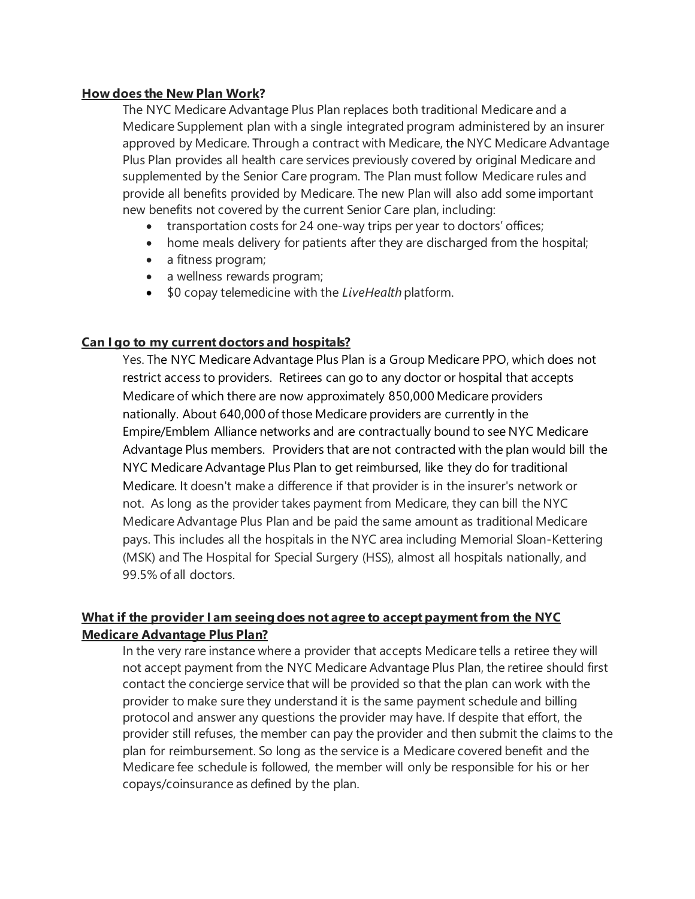**How does the New Plan Work?**

The NYC Medicare Advantage Plus Plan replaces both traditional Medicare and a Medicare Supplement plan with a single integrated program administered by an insurer approved by Medicare. Through a contract with Medicare, the NYC Medicare Advantage Plus Plan provides all health care services previously covered by original Medicare and supplemented by the Senior Care program. The Plan must follow Medicare rules and provide all benefits provided by Medicare. The new Plan will also add some important new benefits not covered by the current Senior Care plan, including:

- transportation costs for 24 one-way trips per year to doctors' offices;
- home meals delivery for patients after they are discharged from the hospital;
- a fitness program;
- a wellness rewards program;
- $0 copay telemedicine with the *LiveHealth* platform.

**Can I go to my current doctors and hospitals?**

Yes. The NYC Medicare Advantage Plus Plan is a Group Medicare PPO, which does not restrict access to providers. Retirees can go to any doctor or hospital that accepts Medicare of which there are now approximately 850,000 Medicare providers nationally. About 640,000 of those Medicare providers are currently in the Empire/Emblem Alliance networks and are contractually bound to see NYC Medicare Advantage Plus members. Providers that are not contracted with the plan would bill the NYC Medicare Advantage Plus Plan to get reimbursed, like they do for traditional Medicare. It doesn't make a difference if that provider is in the insurer's network or not. As long as the provider takes payment from Medicare, they can bill the NYC Medicare Advantage Plus Plan and be paid the same amount as traditional Medicare pays. This includes all the hospitals in the NYC area including Memorial Sloan-Kettering (MSK) and The Hospital for Special Surgery (HSS), almost all hospitals nationally, and 99.5% of all doctors.

**What if the provider I am seeing does not agree to accept payment from the NYC Medicare Advantage Plus Plan?**

In the very rare instance where a provider that accepts Medicare tells a retiree they will not accept payment from the NYC Medicare Advantage Plus Plan, the retiree should first contact the concierge service that will be provided so that the plan can work with the provider to make sure they understand it is the same payment schedule and billing protocol and answer any questions the provider may have. If despite that effort, the provider still refuses, the member can pay the provider and then submit the claims to the plan for reimbursement. So long as the service is a Medicare covered benefit and the Medicare fee schedule is followed, the member will only be responsible for his or her copays/coinsurance as defined by the plan.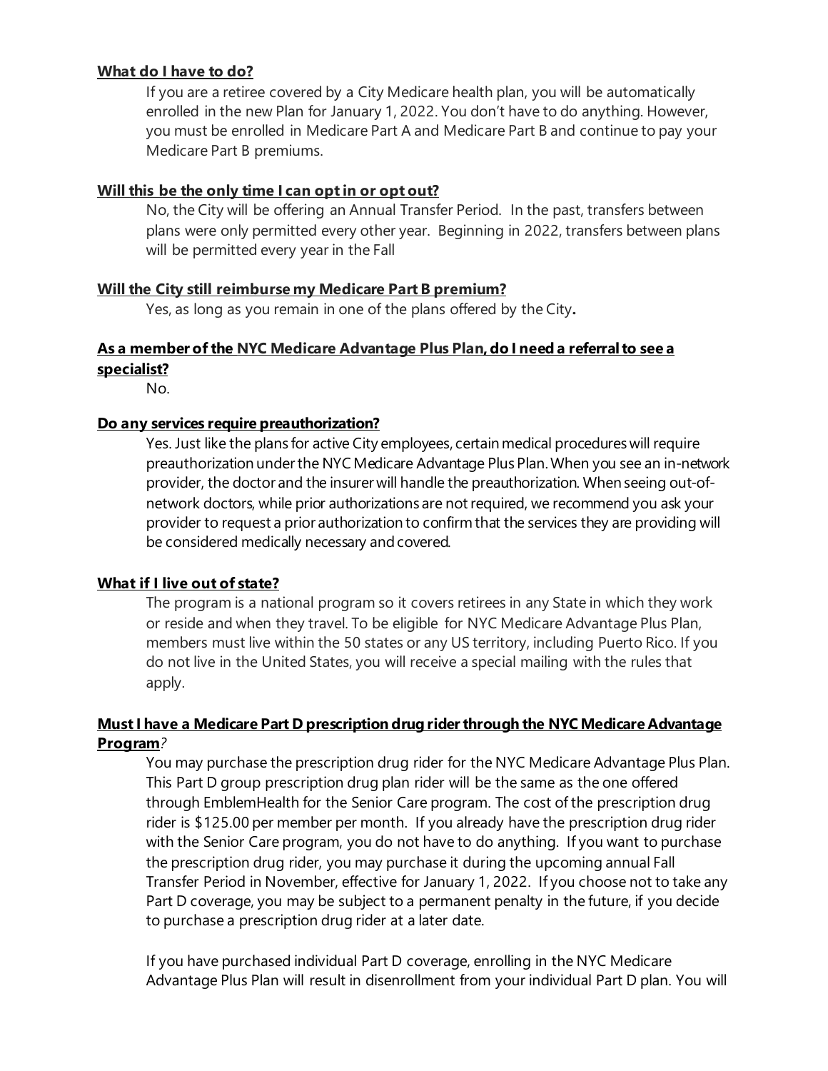**What do I have to do?**

If you are a retiree covered by a City Medicare health plan, you will be automatically enrolled in the new Plan for January 1, 2022. You don't have to do anything. However, you must be enrolled in Medicare Part A and Medicare Part B and continue to pay your Medicare Part B premiums.

**Will this be the only time I can opt in or opt out?**

No, the City will be offering an Annual Transfer Period. In the past, transfers between plans were only permitted every other year. Beginning in 2022, transfers between plans will be permitted every year in the Fall

**Will the City still reimburse my Medicare Part B premium?**

Yes, as long as you remain in one of the plans offered by the City**.**

**As a member of the NYC Medicare Advantage Plus Plan, do I need a referral to see a specialist?**

No.

**Do any services require preauthorization?**

Yes. Just like the plans for active City employees, certain medical procedures will require preauthorization under the NYC Medicare Advantage Plus Plan. When you see an in-network provider, the doctor and the insurer will handle the preauthorization. When seeing out-of-network doctors, while prior authorizations are not required, we recommend you ask your provider to request a prior authorization to confirm that the services they are providing will be considered medically necessary and covered.

**What if I live out of state?**

The program is a national program so it covers retirees in any State in which they work or reside and when they travel. To be eligible for NYC Medicare Advantage Plus Plan, members must live within the 50 states or any US territory, including Puerto Rico. If you do not live in the United States, you will receive a special mailing with the rules that apply.

**Must I have a Medicare Part D prescription drug rider through the NYC Medicare Advantage Program***?*

You may purchase the prescription drug rider for the NYC Medicare Advantage Plus Plan. This Part D group prescription drug plan rider will be the same as the one offered through EmblemHealth for the Senior Care program. The cost of the prescription drug rider is $125.00 per member per month. If you already have the prescription drug rider with the Senior Care program, you do not have to do anything. If you want to purchase the prescription drug rider, you may purchase it during the upcoming annual Fall Transfer Period in November, effective for January 1, 2022. If you choose not to take any Part D coverage, you may be subject to a permanent penalty in the future, if you decide to purchase a prescription drug rider at a later date.

If you have purchased individual Part D coverage, enrolling in the NYC Medicare Advantage Plus Plan will result in disenrollment from your individual Part D plan. You will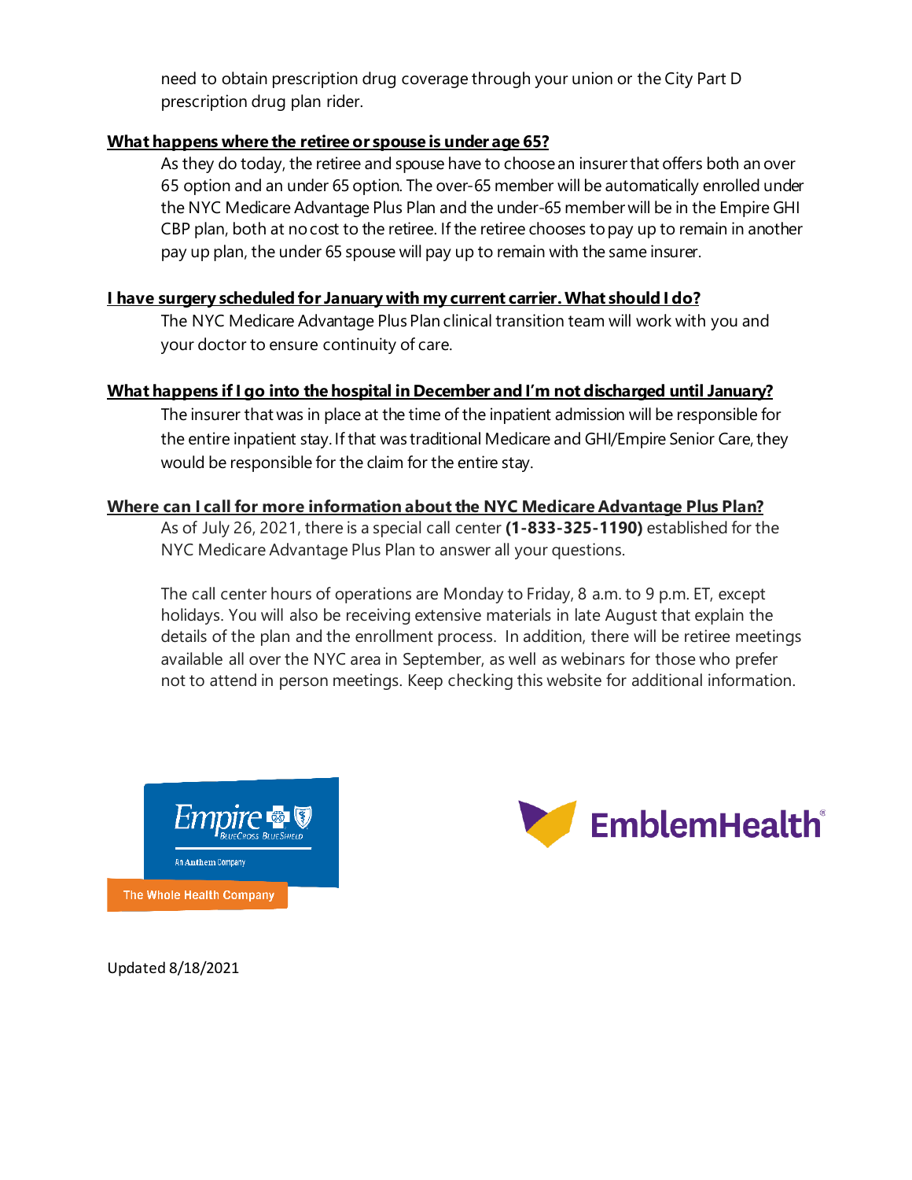need to obtain prescription drug coverage through your union or the City Part D prescription drug plan rider.

**What happens where the retiree or spouse is under age 65?**

As they do today, the retiree and spouse have to choose an insurer that offers both an over 65 option and an under 65 option. The over-65 member will be automatically enrolled under the NYC Medicare Advantage Plus Plan and the under-65 member will be in the Empire GHI CBP plan, both at no cost to the retiree. If the retiree chooses to pay up to remain in another pay up plan, the under 65 spouse will pay up to remain with the same insurer.

**I have surgery scheduled for January with my current carrier. What should I do?**

The NYC Medicare Advantage Plus Plan clinical transition team will work with you and your doctor to ensure continuity of care.

**What happens if I go into the hospital in December and I'm not discharged until January?**

The insurer that was in place at the time of the inpatient admission will be responsible for the entire inpatient stay. If that was traditional Medicare and GHI/Empire Senior Care, they would be responsible for the claim for the entire stay.

**Where can I call for more information about the NYC Medicare Advantage Plus Plan?**

As of July 26, 2021, there is a special call center **(1-833-325-1190)** established for the NYC Medicare Advantage Plus Plan to answer all your questions.

The call center hours of operations are Monday to Friday, 8 a.m. to 9 p.m. ET, except holidays. You will also be receiving extensive materials in late August that explain the details of the plan and the enrollment process. In addition, there will be retiree meetings available all over the NYC area in September, as well as webinars for those who prefer not to attend in person meetings. Keep checking this website for additional information.

Empire BlueCross BlueShield
An Anthem Company
The Whole Health Company

EmblemHealth

Updated 8/18/2021